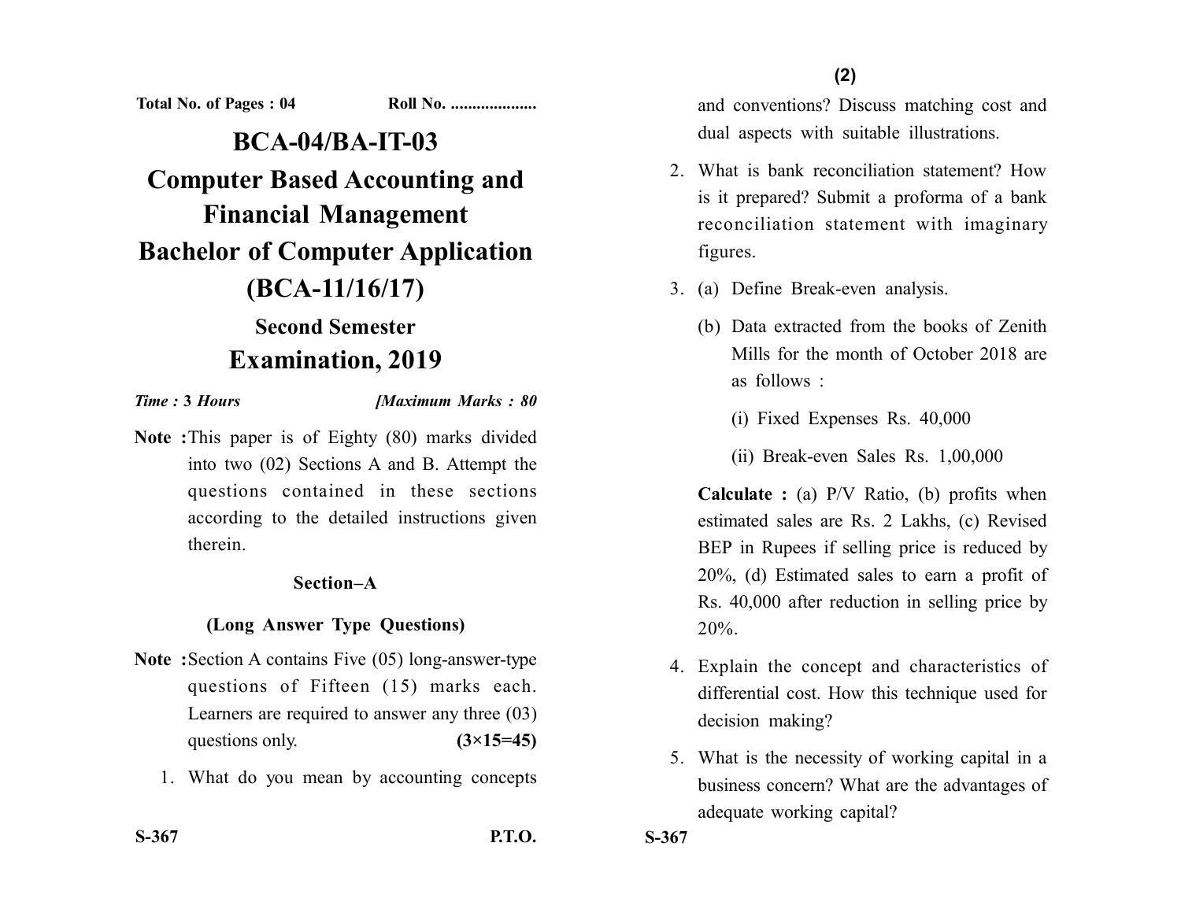**Total No. of Pages : 04** **Roll No. ....................**

# BCA-04/BA-IT-03

# Computer Based Accounting and Financial Management

# Bachelor of Computer Application (BCA-11/16/17)

## Second Semester

## Examination, 2019

***Time : 3 Hours*** ***[Maximum Marks : 80***

**Note :** This paper is of Eighty (80) marks divided into two (02) Sections A and B. Attempt the questions contained in these sections according to the detailed instructions given therein.

### Section–A

### (Long Answer Type Questions)

**Note :** Section A contains Five (05) long-answer-type questions of Fifteen (15) marks each. Learners are required to answer any three (03) questions only. **(3×15=45)**

1. What do you mean by accounting concepts and conventions? Discuss matching cost and dual aspects with suitable illustrations.

2. What is bank reconciliation statement? How is it prepared? Submit a proforma of a bank reconciliation statement with imaginary figures.

3. (a) Define Break-even analysis.

   (b) Data extracted from the books of Zenith Mills for the month of October 2018 are as follows :

   (i) Fixed Expenses Rs. 40,000

   (ii) Break-even Sales Rs. 1,00,000

   **Calculate :** (a) P/V Ratio, (b) profits when estimated sales are Rs. 2 Lakhs, (c) Revised BEP in Rupees if selling price is reduced by 20%, (d) Estimated sales to earn a profit of Rs. 40,000 after reduction in selling price by 20%.

4. Explain the concept and characteristics of differential cost. How this technique used for decision making?

5. What is the necessity of working capital in a business concern? What are the advantages of adequate working capital?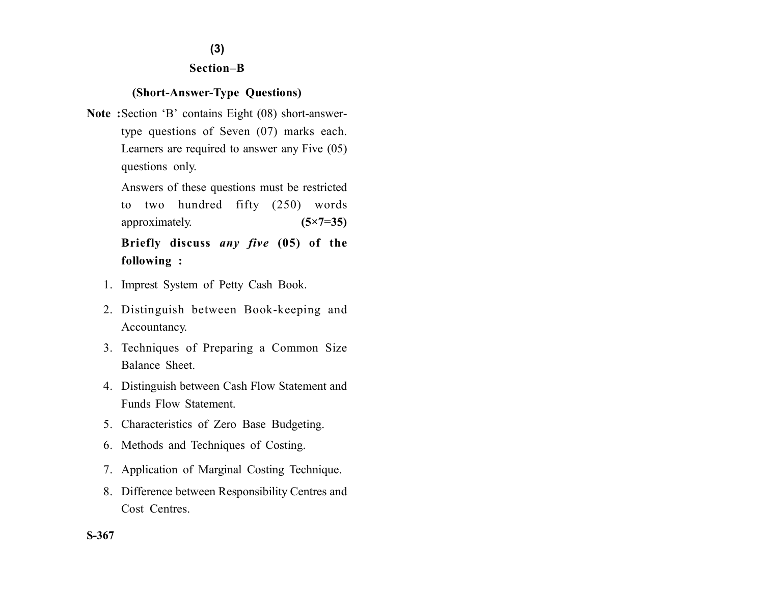## Section–B

### (Short-Answer-Type Questions)

**Note :** Section 'B' contains Eight (08) short-answer-type questions of Seven (07) marks each. Learners are required to answer any Five (05) questions only.

Answers of these questions must be restricted to two hundred fifty (250) words approximately. **(5×7=35)**

**Briefly discuss *any five* (05) of the following :**

1. Imprest System of Petty Cash Book.
2. Distinguish between Book-keeping and Accountancy.
3. Techniques of Preparing a Common Size Balance Sheet.
4. Distinguish between Cash Flow Statement and Funds Flow Statement.
5. Characteristics of Zero Base Budgeting.
6. Methods and Techniques of Costing.
7. Application of Marginal Costing Technique.
8. Difference between Responsibility Centres and Cost Centres.

**S-367**